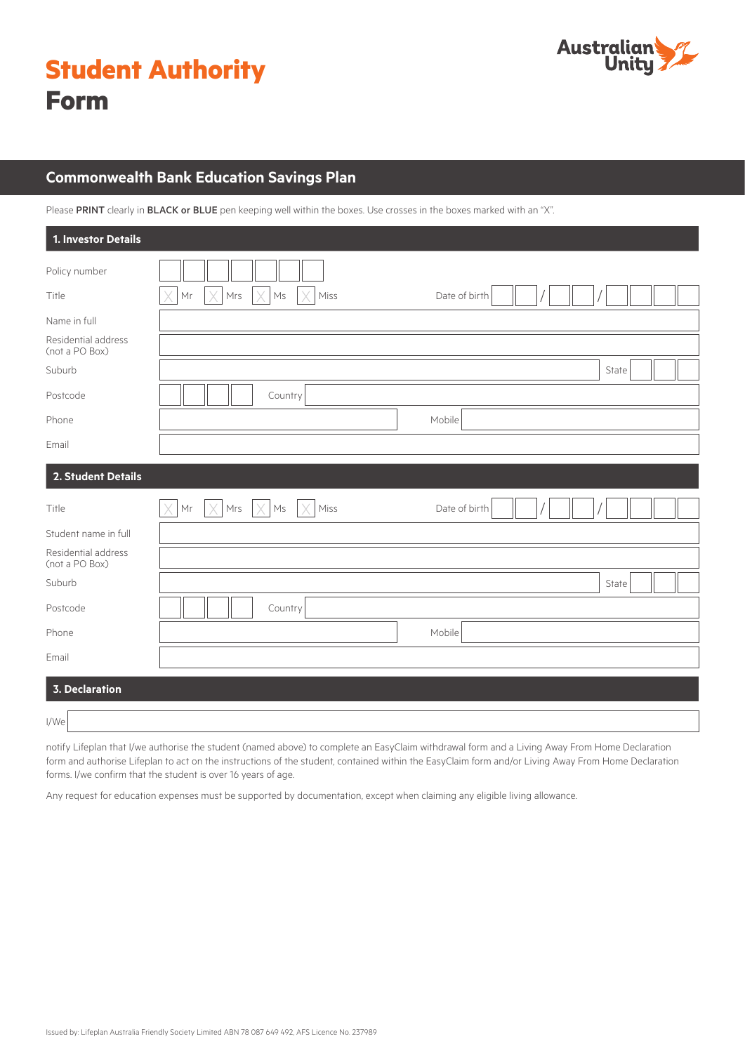# Student Authority Form

Australian Unity

## Commonwealth Bank Education Savings Plan

Please **PRINT** clearly in **BLACK or BLUE** pen keeping well within the boxes. Use crosses in the boxes marked with an "X".

### 1. Investor Details

Policy number

Title ☐ Mr ☐ Mrs ☐ Ms ☐ Miss     Date of birth __ __ / __ __ / __ __ __ __

Name in full

Residential address (not a PO Box)

Suburb     State

Postcode     Country

Phone     Mobile

Email

### 2. Student Details

Title ☐ Mr ☐ Mrs ☐ Ms ☐ Miss     Date of birth __ __ / __ __ / __ __ __ __

Student name in full

Residential address (not a PO Box)

Suburb     State

Postcode     Country

Phone     Mobile

Email

### 3. Declaration

I/We

notify Lifeplan that I/we authorise the student (named above) to complete an EasyClaim withdrawal form and a Living Away From Home Declaration form and authorise Lifeplan to act on the instructions of the student, contained within the EasyClaim form and/or Living Away From Home Declaration forms. I/we confirm that the student is over 16 years of age.

Any request for education expenses must be supported by documentation, except when claiming any eligible living allowance.

Issued by: Lifeplan Australia Friendly Society Limited ABN 78 087 649 492, AFS Licence No. 237989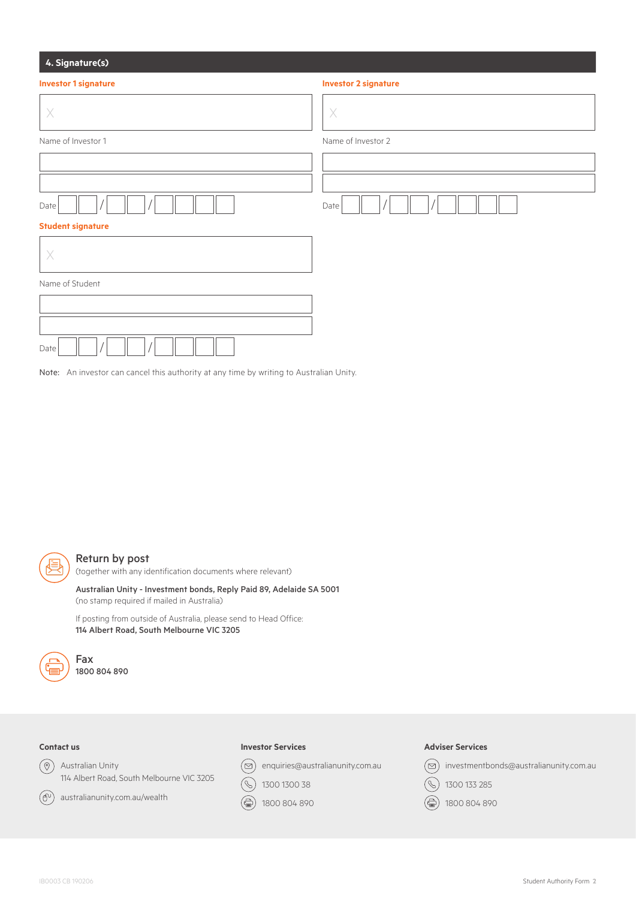## 4. Signature(s)

**Investor 1 signature**

X

Name of Investor 1

Date __ __ / __ __ / __ __ __ __

**Investor 2 signature**

X

Name of Investor 2

Date __ __ / __ __ / __ __ __ __

**Student signature**

X

Name of Student

Date __ __ / __ __ / __ __ __ __

**Note:** An investor can cancel this authority at any time by writing to Australian Unity.

### Return by post

(together with any identification documents where relevant)

**Australian Unity - Investment bonds, Reply Paid 89, Adelaide SA 5001**
(no stamp required if mailed in Australia)

If posting from outside of Australia, please send to Head Office:
**114 Albert Road, South Melbourne VIC 3205**

### Fax

**1800 804 890**

**Contact us**

Australian Unity
114 Albert Road, South Melbourne VIC 3205

australianunity.com.au/wealth

**Investor Services**

enquiries@australianunity.com.au

1300 1300 38

1800 804 890

**Adviser Services**

investmentbonds@australianunity.com.au

1300 133 285

1800 804 890

IB0003 CB 190206